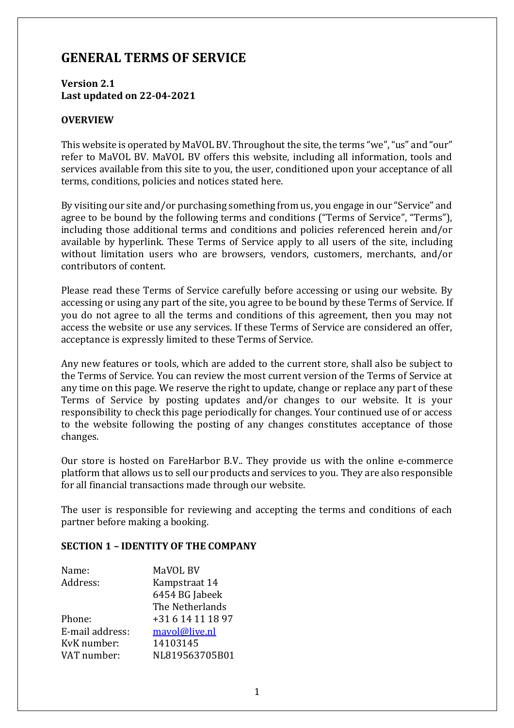# GENERAL TERMS OF SERVICE

**Version 2.1**
**Last updated on 22-04-2021**

## OVERVIEW

This website is operated by MaVOL BV. Throughout the site, the terms "we", "us" and "our" refer to MaVOL BV. MaVOL BV offers this website, including all information, tools and services available from this site to you, the user, conditioned upon your acceptance of all terms, conditions, policies and notices stated here.

By visiting our site and/or purchasing something from us, you engage in our "Service" and agree to be bound by the following terms and conditions ("Terms of Service", "Terms"), including those additional terms and conditions and policies referenced herein and/or available by hyperlink. These Terms of Service apply to all users of the site, including without limitation users who are browsers, vendors, customers, merchants, and/or contributors of content.

Please read these Terms of Service carefully before accessing or using our website. By accessing or using any part of the site, you agree to be bound by these Terms of Service. If you do not agree to all the terms and conditions of this agreement, then you may not access the website or use any services. If these Terms of Service are considered an offer, acceptance is expressly limited to these Terms of Service.

Any new features or tools, which are added to the current store, shall also be subject to the Terms of Service. You can review the most current version of the Terms of Service at any time on this page. We reserve the right to update, change or replace any part of these Terms of Service by posting updates and/or changes to our website. It is your responsibility to check this page periodically for changes. Your continued use of or access to the website following the posting of any changes constitutes acceptance of those changes.

Our store is hosted on FareHarbor B.V.. They provide us with the online e-commerce platform that allows us to sell our products and services to you. They are also responsible for all financial transactions made through our website.

The user is responsible for reviewing and accepting the terms and conditions of each partner before making a booking.

## SECTION 1 – IDENTITY OF THE COMPANY

| | |
|---|---|
| Name: | MaVOL BV |
| Address: | Kampstraat 14<br>6454 BG Jabeek<br>The Netherlands |
| Phone: | +31 6 14 11 18 97 |
| E-mail address: | mavol@live.nl |
| KvK number: | 14103145 |
| VAT number: | NL819563705B01 |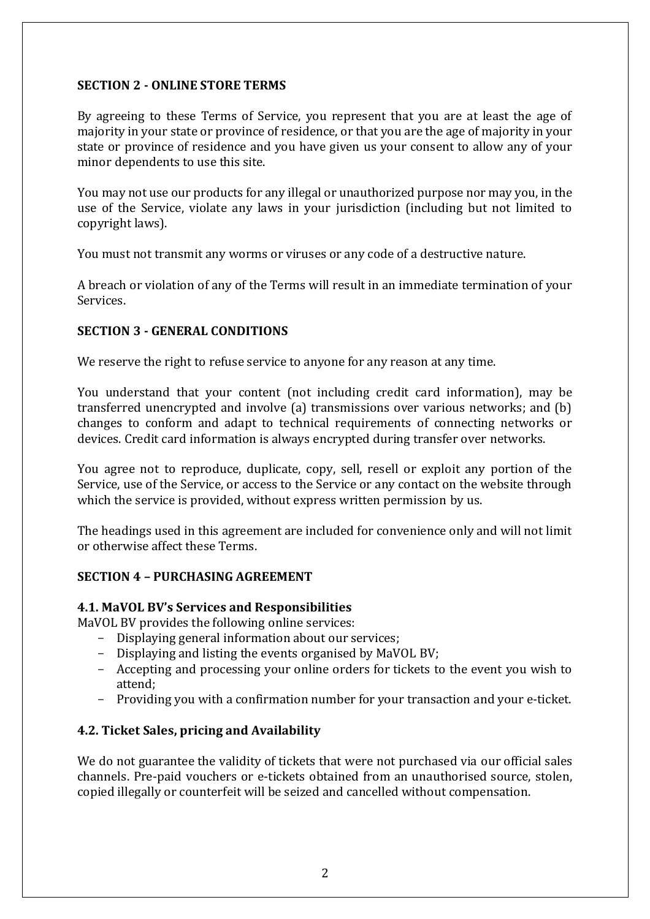**SECTION 2 - ONLINE STORE TERMS**

By agreeing to these Terms of Service, you represent that you are at least the age of majority in your state or province of residence, or that you are the age of majority in your state or province of residence and you have given us your consent to allow any of your minor dependents to use this site.

You may not use our products for any illegal or unauthorized purpose nor may you, in the use of the Service, violate any laws in your jurisdiction (including but not limited to copyright laws).

You must not transmit any worms or viruses or any code of a destructive nature.

A breach or violation of any of the Terms will result in an immediate termination of your Services.

**SECTION 3 - GENERAL CONDITIONS**

We reserve the right to refuse service to anyone for any reason at any time.

You understand that your content (not including credit card information), may be transferred unencrypted and involve (a) transmissions over various networks; and (b) changes to conform and adapt to technical requirements of connecting networks or devices. Credit card information is always encrypted during transfer over networks.

You agree not to reproduce, duplicate, copy, sell, resell or exploit any portion of the Service, use of the Service, or access to the Service or any contact on the website through which the service is provided, without express written permission by us.

The headings used in this agreement are included for convenience only and will not limit or otherwise affect these Terms.

**SECTION 4 – PURCHASING AGREEMENT**

**4.1. MaVOL BV's Services and Responsibilities**

MaVOL BV provides the following online services:

- Displaying general information about our services;
- Displaying and listing the events organised by MaVOL BV;
- Accepting and processing your online orders for tickets to the event you wish to attend;
- Providing you with a confirmation number for your transaction and your e-ticket.

**4.2. Ticket Sales, pricing and Availability**

We do not guarantee the validity of tickets that were not purchased via our official sales channels. Pre-paid vouchers or e-tickets obtained from an unauthorised source, stolen, copied illegally or counterfeit will be seized and cancelled without compensation.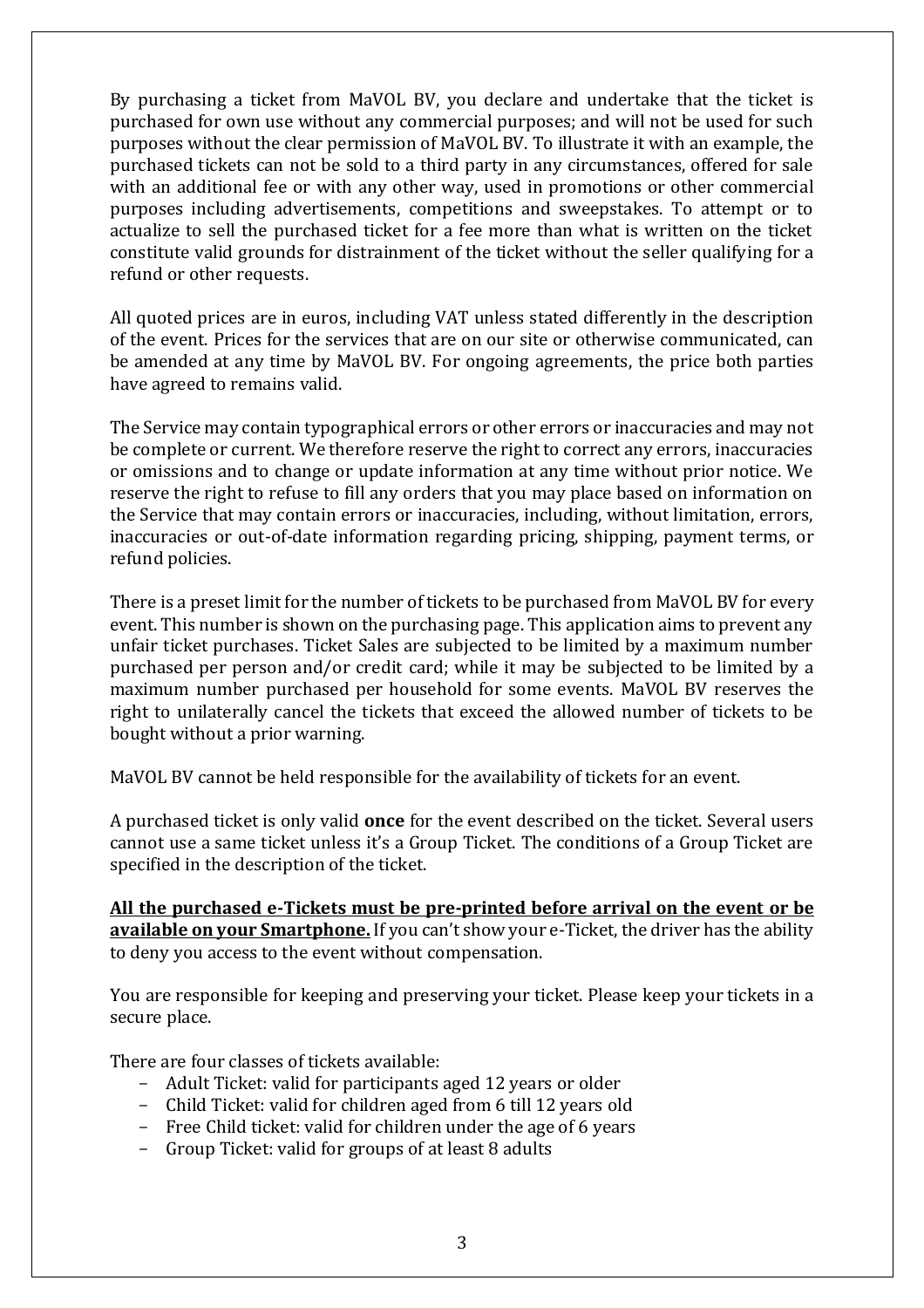By purchasing a ticket from MaVOL BV, you declare and undertake that the ticket is purchased for own use without any commercial purposes; and will not be used for such purposes without the clear permission of MaVOL BV. To illustrate it with an example, the purchased tickets can not be sold to a third party in any circumstances, offered for sale with an additional fee or with any other way, used in promotions or other commercial purposes including advertisements, competitions and sweepstakes. To attempt or to actualize to sell the purchased ticket for a fee more than what is written on the ticket constitute valid grounds for distrainment of the ticket without the seller qualifying for a refund or other requests.

All quoted prices are in euros, including VAT unless stated differently in the description of the event. Prices for the services that are on our site or otherwise communicated, can be amended at any time by MaVOL BV. For ongoing agreements, the price both parties have agreed to remains valid.

The Service may contain typographical errors or other errors or inaccuracies and may not be complete or current. We therefore reserve the right to correct any errors, inaccuracies or omissions and to change or update information at any time without prior notice. We reserve the right to refuse to fill any orders that you may place based on information on the Service that may contain errors or inaccuracies, including, without limitation, errors, inaccuracies or out-of-date information regarding pricing, shipping, payment terms, or refund policies.

There is a preset limit for the number of tickets to be purchased from MaVOL BV for every event. This number is shown on the purchasing page. This application aims to prevent any unfair ticket purchases. Ticket Sales are subjected to be limited by a maximum number purchased per person and/or credit card; while it may be subjected to be limited by a maximum number purchased per household for some events. MaVOL BV reserves the right to unilaterally cancel the tickets that exceed the allowed number of tickets to be bought without a prior warning.

MaVOL BV cannot be held responsible for the availability of tickets for an event.

A purchased ticket is only valid **once** for the event described on the ticket. Several users cannot use a same ticket unless it's a Group Ticket. The conditions of a Group Ticket are specified in the description of the ticket.

**All the purchased e-Tickets must be pre-printed before arrival on the event or be available on your Smartphone.** If you can't show your e-Ticket, the driver has the ability to deny you access to the event without compensation.

You are responsible for keeping and preserving your ticket. Please keep your tickets in a secure place.

There are four classes of tickets available:

- Adult Ticket: valid for participants aged 12 years or older
- Child Ticket: valid for children aged from 6 till 12 years old
- Free Child ticket: valid for children under the age of 6 years
- Group Ticket: valid for groups of at least 8 adults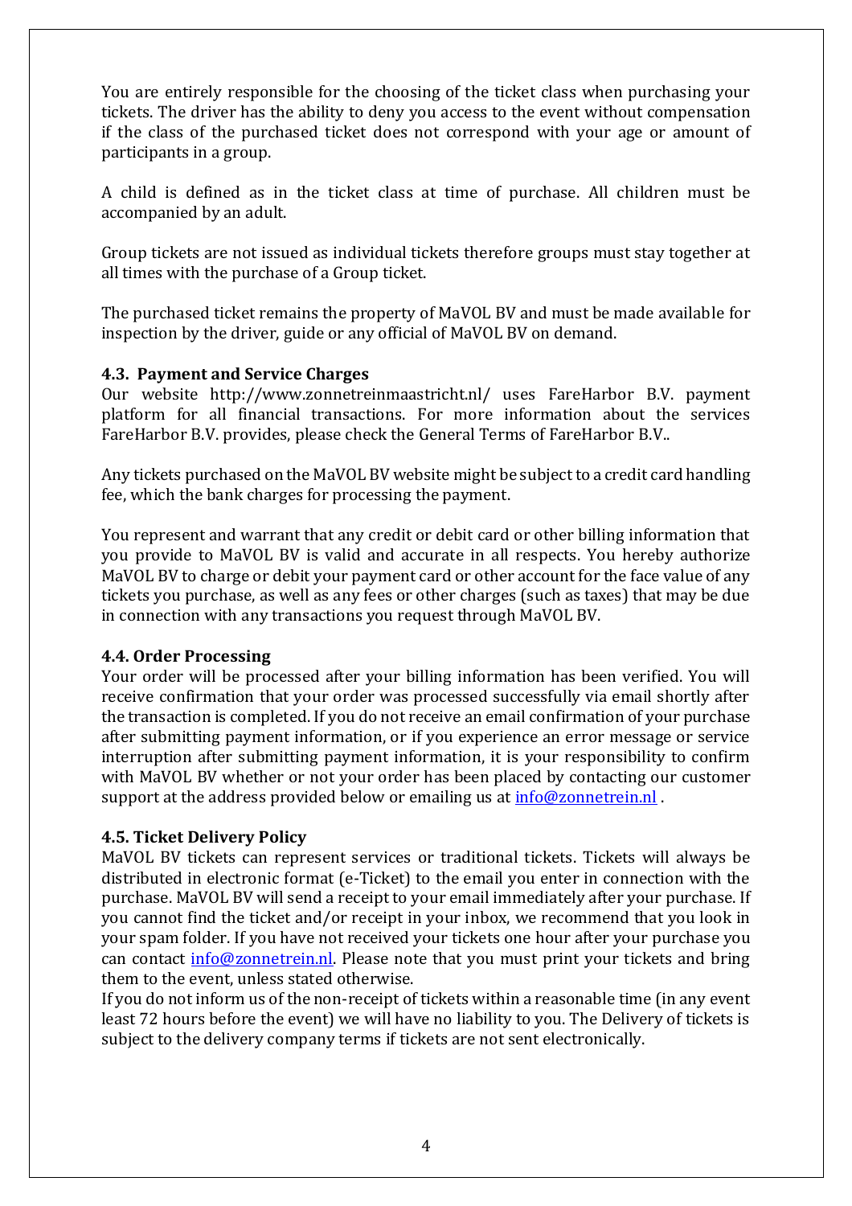You are entirely responsible for the choosing of the ticket class when purchasing your tickets. The driver has the ability to deny you access to the event without compensation if the class of the purchased ticket does not correspond with your age or amount of participants in a group.

A child is defined as in the ticket class at time of purchase. All children must be accompanied by an adult.

Group tickets are not issued as individual tickets therefore groups must stay together at all times with the purchase of a Group ticket.

The purchased ticket remains the property of MaVOL BV and must be made available for inspection by the driver, guide or any official of MaVOL BV on demand.

### 4.3. Payment and Service Charges

Our website http://www.zonnetreinmaastricht.nl/ uses FareHarbor B.V. payment platform for all financial transactions. For more information about the services FareHarbor B.V. provides, please check the General Terms of FareHarbor B.V..

Any tickets purchased on the MaVOL BV website might be subject to a credit card handling fee, which the bank charges for processing the payment.

You represent and warrant that any credit or debit card or other billing information that you provide to MaVOL BV is valid and accurate in all respects. You hereby authorize MaVOL BV to charge or debit your payment card or other account for the face value of any tickets you purchase, as well as any fees or other charges (such as taxes) that may be due in connection with any transactions you request through MaVOL BV.

### 4.4. Order Processing

Your order will be processed after your billing information has been verified. You will receive confirmation that your order was processed successfully via email shortly after the transaction is completed. If you do not receive an email confirmation of your purchase after submitting payment information, or if you experience an error message or service interruption after submitting payment information, it is your responsibility to confirm with MaVOL BV whether or not your order has been placed by contacting our customer support at the address provided below or emailing us at info@zonnetrein.nl .

### 4.5. Ticket Delivery Policy

MaVOL BV tickets can represent services or traditional tickets. Tickets will always be distributed in electronic format (e-Ticket) to the email you enter in connection with the purchase. MaVOL BV will send a receipt to your email immediately after your purchase. If you cannot find the ticket and/or receipt in your inbox, we recommend that you look in your spam folder. If you have not received your tickets one hour after your purchase you can contact info@zonnetrein.nl. Please note that you must print your tickets and bring them to the event, unless stated otherwise.
If you do not inform us of the non-receipt of tickets within a reasonable time (in any event least 72 hours before the event) we will have no liability to you. The Delivery of tickets is subject to the delivery company terms if tickets are not sent electronically.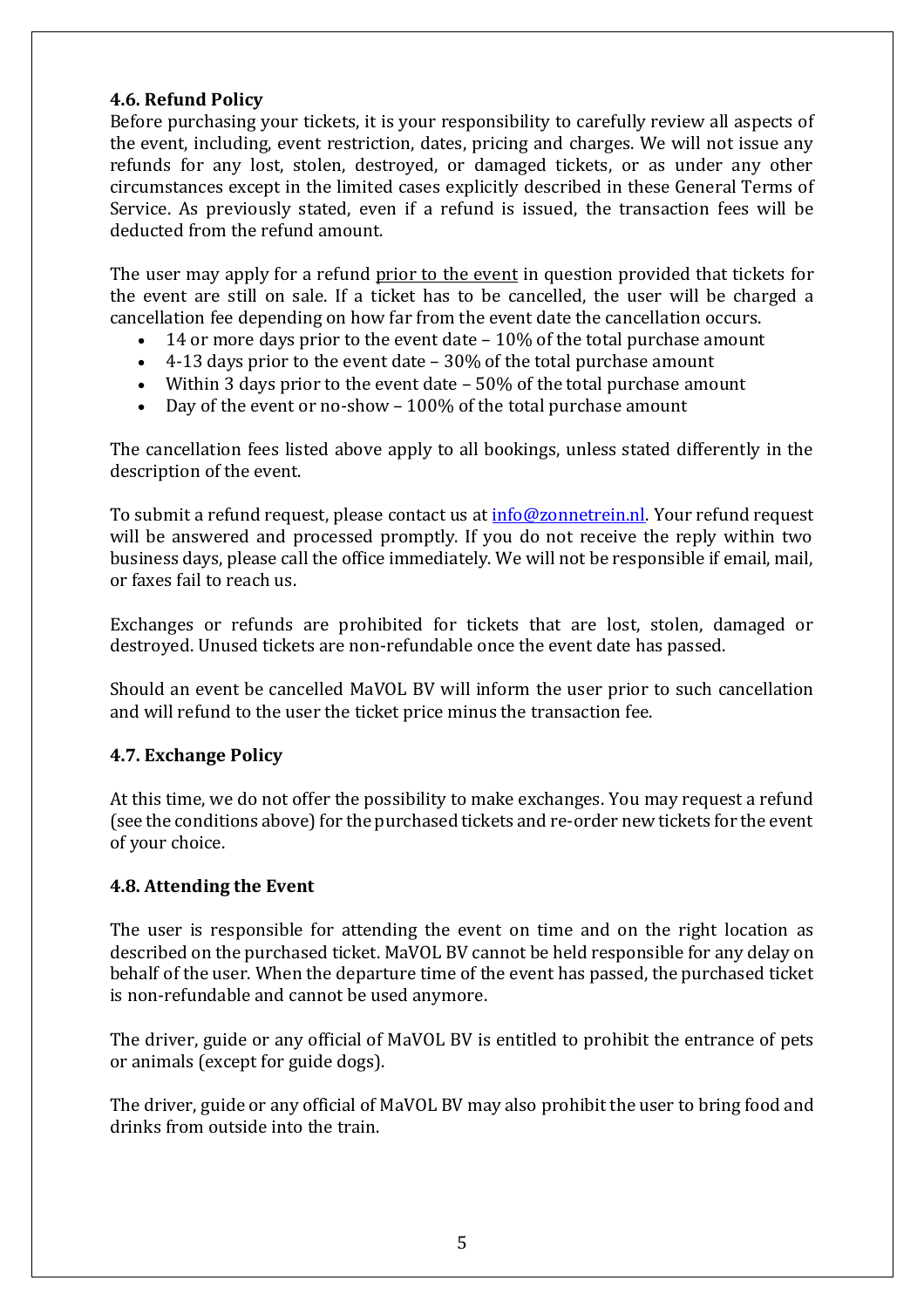### 4.6. Refund Policy

Before purchasing your tickets, it is your responsibility to carefully review all aspects of the event, including, event restriction, dates, pricing and charges. We will not issue any refunds for any lost, stolen, destroyed, or damaged tickets, or as under any other circumstances except in the limited cases explicitly described in these General Terms of Service. As previously stated, even if a refund is issued, the transaction fees will be deducted from the refund amount.

The user may apply for a refund prior to the event in question provided that tickets for the event are still on sale. If a ticket has to be cancelled, the user will be charged a cancellation fee depending on how far from the event date the cancellation occurs.

- 14 or more days prior to the event date – 10% of the total purchase amount
- 4-13 days prior to the event date – 30% of the total purchase amount
- Within 3 days prior to the event date – 50% of the total purchase amount
- Day of the event or no-show – 100% of the total purchase amount

The cancellation fees listed above apply to all bookings, unless stated differently in the description of the event.

To submit a refund request, please contact us at info@zonnetrein.nl. Your refund request will be answered and processed promptly. If you do not receive the reply within two business days, please call the office immediately. We will not be responsible if email, mail, or faxes fail to reach us.

Exchanges or refunds are prohibited for tickets that are lost, stolen, damaged or destroyed. Unused tickets are non-refundable once the event date has passed.

Should an event be cancelled MaVOL BV will inform the user prior to such cancellation and will refund to the user the ticket price minus the transaction fee.

### 4.7. Exchange Policy

At this time, we do not offer the possibility to make exchanges. You may request a refund (see the conditions above) for the purchased tickets and re-order new tickets for the event of your choice.

### 4.8. Attending the Event

The user is responsible for attending the event on time and on the right location as described on the purchased ticket. MaVOL BV cannot be held responsible for any delay on behalf of the user. When the departure time of the event has passed, the purchased ticket is non-refundable and cannot be used anymore.

The driver, guide or any official of MaVOL BV is entitled to prohibit the entrance of pets or animals (except for guide dogs).

The driver, guide or any official of MaVOL BV may also prohibit the user to bring food and drinks from outside into the train.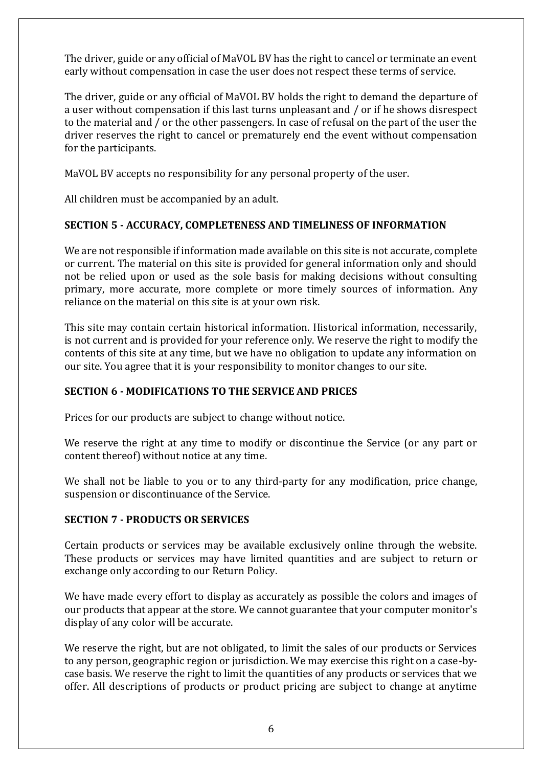The driver, guide or any official of MaVOL BV has the right to cancel or terminate an event early without compensation in case the user does not respect these terms of service.

The driver, guide or any official of MaVOL BV holds the right to demand the departure of a user without compensation if this last turns unpleasant and / or if he shows disrespect to the material and / or the other passengers. In case of refusal on the part of the user the driver reserves the right to cancel or prematurely end the event without compensation for the participants.

MaVOL BV accepts no responsibility for any personal property of the user.

All children must be accompanied by an adult.

**SECTION 5 - ACCURACY, COMPLETENESS AND TIMELINESS OF INFORMATION**

We are not responsible if information made available on this site is not accurate, complete or current. The material on this site is provided for general information only and should not be relied upon or used as the sole basis for making decisions without consulting primary, more accurate, more complete or more timely sources of information. Any reliance on the material on this site is at your own risk.

This site may contain certain historical information. Historical information, necessarily, is not current and is provided for your reference only. We reserve the right to modify the contents of this site at any time, but we have no obligation to update any information on our site. You agree that it is your responsibility to monitor changes to our site.

**SECTION 6 - MODIFICATIONS TO THE SERVICE AND PRICES**

Prices for our products are subject to change without notice.

We reserve the right at any time to modify or discontinue the Service (or any part or content thereof) without notice at any time.

We shall not be liable to you or to any third-party for any modification, price change, suspension or discontinuance of the Service.

**SECTION 7 - PRODUCTS OR SERVICES**

Certain products or services may be available exclusively online through the website. These products or services may have limited quantities and are subject to return or exchange only according to our Return Policy.

We have made every effort to display as accurately as possible the colors and images of our products that appear at the store. We cannot guarantee that your computer monitor's display of any color will be accurate.

We reserve the right, but are not obligated, to limit the sales of our products or Services to any person, geographic region or jurisdiction. We may exercise this right on a case-by-case basis. We reserve the right to limit the quantities of any products or services that we offer. All descriptions of products or product pricing are subject to change at anytime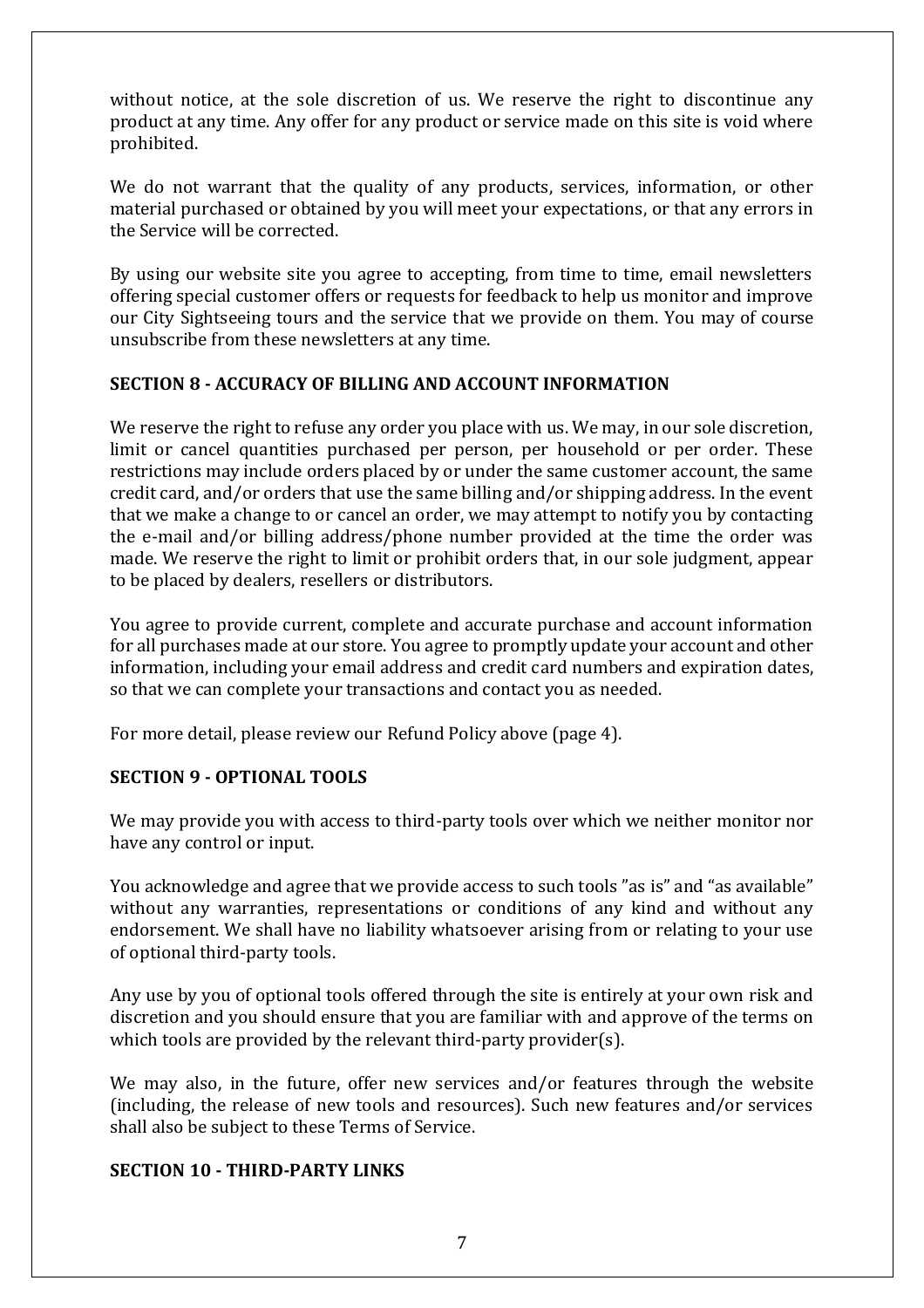without notice, at the sole discretion of us. We reserve the right to discontinue any product at any time. Any offer for any product or service made on this site is void where prohibited.

We do not warrant that the quality of any products, services, information, or other material purchased or obtained by you will meet your expectations, or that any errors in the Service will be corrected.

By using our website site you agree to accepting, from time to time, email newsletters offering special customer offers or requests for feedback to help us monitor and improve our City Sightseeing tours and the service that we provide on them. You may of course unsubscribe from these newsletters at any time.

**SECTION 8 - ACCURACY OF BILLING AND ACCOUNT INFORMATION**

We reserve the right to refuse any order you place with us. We may, in our sole discretion, limit or cancel quantities purchased per person, per household or per order. These restrictions may include orders placed by or under the same customer account, the same credit card, and/or orders that use the same billing and/or shipping address. In the event that we make a change to or cancel an order, we may attempt to notify you by contacting the e-mail and/or billing address/phone number provided at the time the order was made. We reserve the right to limit or prohibit orders that, in our sole judgment, appear to be placed by dealers, resellers or distributors.

You agree to provide current, complete and accurate purchase and account information for all purchases made at our store. You agree to promptly update your account and other information, including your email address and credit card numbers and expiration dates, so that we can complete your transactions and contact you as needed.

For more detail, please review our Refund Policy above (page 4).

**SECTION 9 - OPTIONAL TOOLS**

We may provide you with access to third-party tools over which we neither monitor nor have any control or input.

You acknowledge and agree that we provide access to such tools "as is" and "as available" without any warranties, representations or conditions of any kind and without any endorsement. We shall have no liability whatsoever arising from or relating to your use of optional third-party tools.

Any use by you of optional tools offered through the site is entirely at your own risk and discretion and you should ensure that you are familiar with and approve of the terms on which tools are provided by the relevant third-party provider(s).

We may also, in the future, offer new services and/or features through the website (including, the release of new tools and resources). Such new features and/or services shall also be subject to these Terms of Service.

**SECTION 10 - THIRD-PARTY LINKS**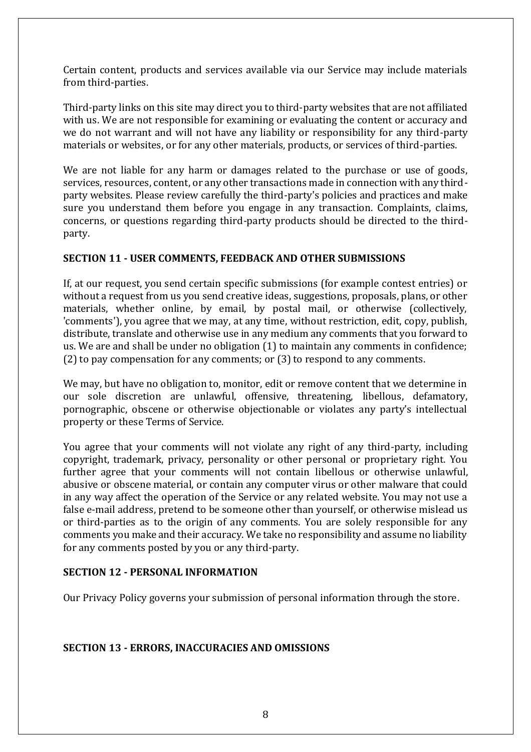Certain content, products and services available via our Service may include materials from third-parties.

Third-party links on this site may direct you to third-party websites that are not affiliated with us. We are not responsible for examining or evaluating the content or accuracy and we do not warrant and will not have any liability or responsibility for any third-party materials or websites, or for any other materials, products, or services of third-parties.

We are not liable for any harm or damages related to the purchase or use of goods, services, resources, content, or any other transactions made in connection with any third-party websites. Please review carefully the third-party's policies and practices and make sure you understand them before you engage in any transaction. Complaints, claims, concerns, or questions regarding third-party products should be directed to the third-party.

**SECTION 11 - USER COMMENTS, FEEDBACK AND OTHER SUBMISSIONS**

If, at our request, you send certain specific submissions (for example contest entries) or without a request from us you send creative ideas, suggestions, proposals, plans, or other materials, whether online, by email, by postal mail, or otherwise (collectively, 'comments'), you agree that we may, at any time, without restriction, edit, copy, publish, distribute, translate and otherwise use in any medium any comments that you forward to us. We are and shall be under no obligation (1) to maintain any comments in confidence; (2) to pay compensation for any comments; or (3) to respond to any comments.

We may, but have no obligation to, monitor, edit or remove content that we determine in our sole discretion are unlawful, offensive, threatening, libellous, defamatory, pornographic, obscene or otherwise objectionable or violates any party's intellectual property or these Terms of Service.

You agree that your comments will not violate any right of any third-party, including copyright, trademark, privacy, personality or other personal or proprietary right. You further agree that your comments will not contain libellous or otherwise unlawful, abusive or obscene material, or contain any computer virus or other malware that could in any way affect the operation of the Service or any related website. You may not use a false e-mail address, pretend to be someone other than yourself, or otherwise mislead us or third-parties as to the origin of any comments. You are solely responsible for any comments you make and their accuracy. We take no responsibility and assume no liability for any comments posted by you or any third-party.

**SECTION 12 - PERSONAL INFORMATION**

Our Privacy Policy governs your submission of personal information through the store.

**SECTION 13 - ERRORS, INACCURACIES AND OMISSIONS**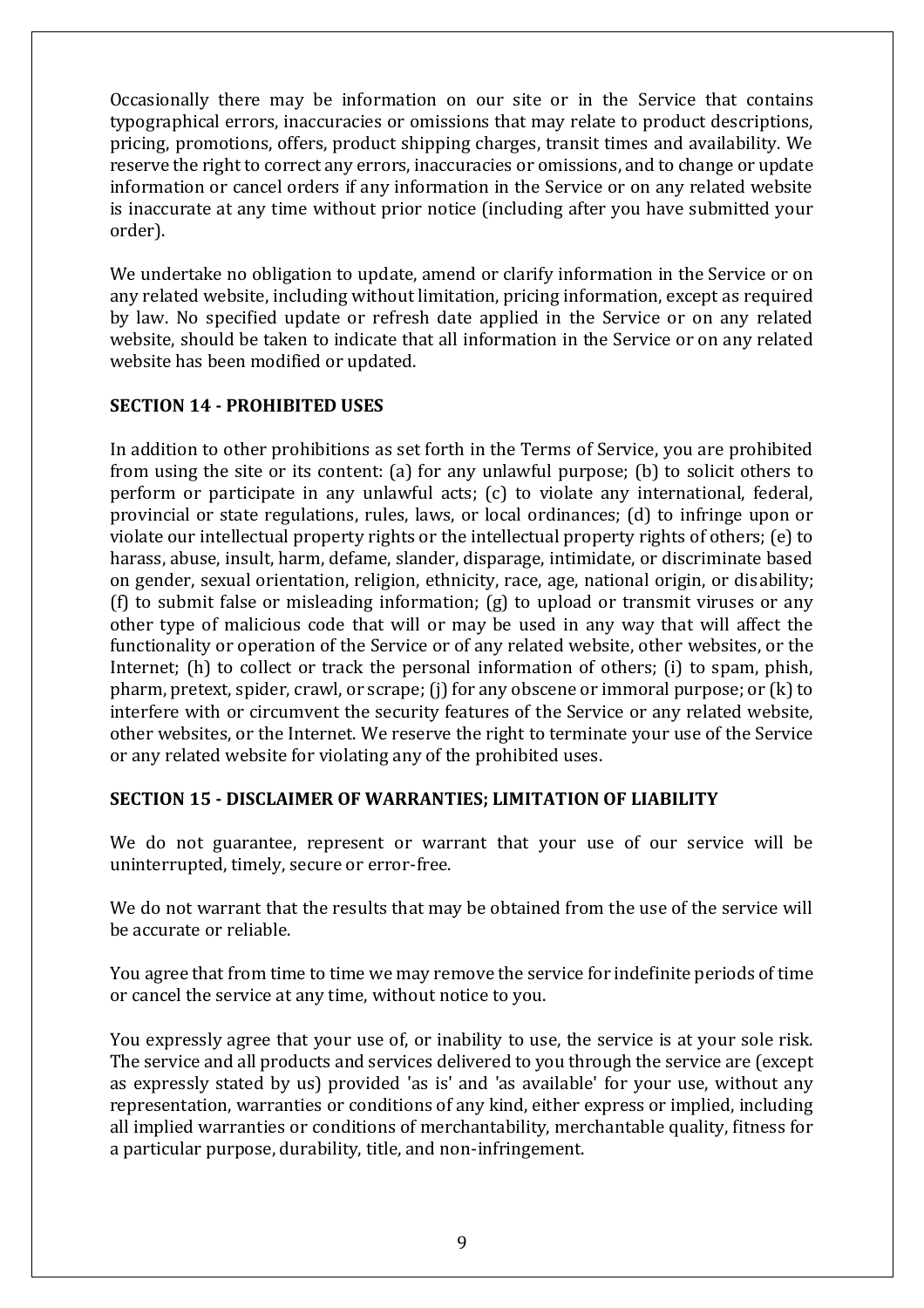Occasionally there may be information on our site or in the Service that contains typographical errors, inaccuracies or omissions that may relate to product descriptions, pricing, promotions, offers, product shipping charges, transit times and availability. We reserve the right to correct any errors, inaccuracies or omissions, and to change or update information or cancel orders if any information in the Service or on any related website is inaccurate at any time without prior notice (including after you have submitted your order).

We undertake no obligation to update, amend or clarify information in the Service or on any related website, including without limitation, pricing information, except as required by law. No specified update or refresh date applied in the Service or on any related website, should be taken to indicate that all information in the Service or on any related website has been modified or updated.

**SECTION 14 - PROHIBITED USES**

In addition to other prohibitions as set forth in the Terms of Service, you are prohibited from using the site or its content: (a) for any unlawful purpose; (b) to solicit others to perform or participate in any unlawful acts; (c) to violate any international, federal, provincial or state regulations, rules, laws, or local ordinances; (d) to infringe upon or violate our intellectual property rights or the intellectual property rights of others; (e) to harass, abuse, insult, harm, defame, slander, disparage, intimidate, or discriminate based on gender, sexual orientation, religion, ethnicity, race, age, national origin, or disability; (f) to submit false or misleading information; (g) to upload or transmit viruses or any other type of malicious code that will or may be used in any way that will affect the functionality or operation of the Service or of any related website, other websites, or the Internet; (h) to collect or track the personal information of others; (i) to spam, phish, pharm, pretext, spider, crawl, or scrape; (j) for any obscene or immoral purpose; or (k) to interfere with or circumvent the security features of the Service or any related website, other websites, or the Internet. We reserve the right to terminate your use of the Service or any related website for violating any of the prohibited uses.

**SECTION 15 - DISCLAIMER OF WARRANTIES; LIMITATION OF LIABILITY**

We do not guarantee, represent or warrant that your use of our service will be uninterrupted, timely, secure or error-free.

We do not warrant that the results that may be obtained from the use of the service will be accurate or reliable.

You agree that from time to time we may remove the service for indefinite periods of time or cancel the service at any time, without notice to you.

You expressly agree that your use of, or inability to use, the service is at your sole risk. The service and all products and services delivered to you through the service are (except as expressly stated by us) provided 'as is' and 'as available' for your use, without any representation, warranties or conditions of any kind, either express or implied, including all implied warranties or conditions of merchantability, merchantable quality, fitness for a particular purpose, durability, title, and non-infringement.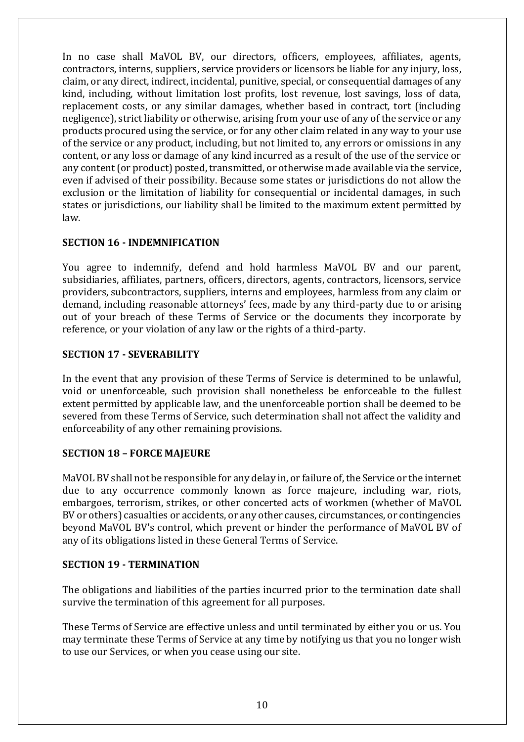In no case shall MaVOL BV, our directors, officers, employees, affiliates, agents, contractors, interns, suppliers, service providers or licensors be liable for any injury, loss, claim, or any direct, indirect, incidental, punitive, special, or consequential damages of any kind, including, without limitation lost profits, lost revenue, lost savings, loss of data, replacement costs, or any similar damages, whether based in contract, tort (including negligence), strict liability or otherwise, arising from your use of any of the service or any products procured using the service, or for any other claim related in any way to your use of the service or any product, including, but not limited to, any errors or omissions in any content, or any loss or damage of any kind incurred as a result of the use of the service or any content (or product) posted, transmitted, or otherwise made available via the service, even if advised of their possibility. Because some states or jurisdictions do not allow the exclusion or the limitation of liability for consequential or incidental damages, in such states or jurisdictions, our liability shall be limited to the maximum extent permitted by law.

**SECTION 16 - INDEMNIFICATION**

You agree to indemnify, defend and hold harmless MaVOL BV and our parent, subsidiaries, affiliates, partners, officers, directors, agents, contractors, licensors, service providers, subcontractors, suppliers, interns and employees, harmless from any claim or demand, including reasonable attorneys' fees, made by any third-party due to or arising out of your breach of these Terms of Service or the documents they incorporate by reference, or your violation of any law or the rights of a third-party.

**SECTION 17 - SEVERABILITY**

In the event that any provision of these Terms of Service is determined to be unlawful, void or unenforceable, such provision shall nonetheless be enforceable to the fullest extent permitted by applicable law, and the unenforceable portion shall be deemed to be severed from these Terms of Service, such determination shall not affect the validity and enforceability of any other remaining provisions.

**SECTION 18 – FORCE MAJEURE**

MaVOL BV shall not be responsible for any delay in, or failure of, the Service or the internet due to any occurrence commonly known as force majeure, including war, riots, embargoes, terrorism, strikes, or other concerted acts of workmen (whether of MaVOL BV or others) casualties or accidents, or any other causes, circumstances, or contingencies beyond MaVOL BV's control, which prevent or hinder the performance of MaVOL BV of any of its obligations listed in these General Terms of Service.

**SECTION 19 - TERMINATION**

The obligations and liabilities of the parties incurred prior to the termination date shall survive the termination of this agreement for all purposes.

These Terms of Service are effective unless and until terminated by either you or us. You may terminate these Terms of Service at any time by notifying us that you no longer wish to use our Services, or when you cease using our site.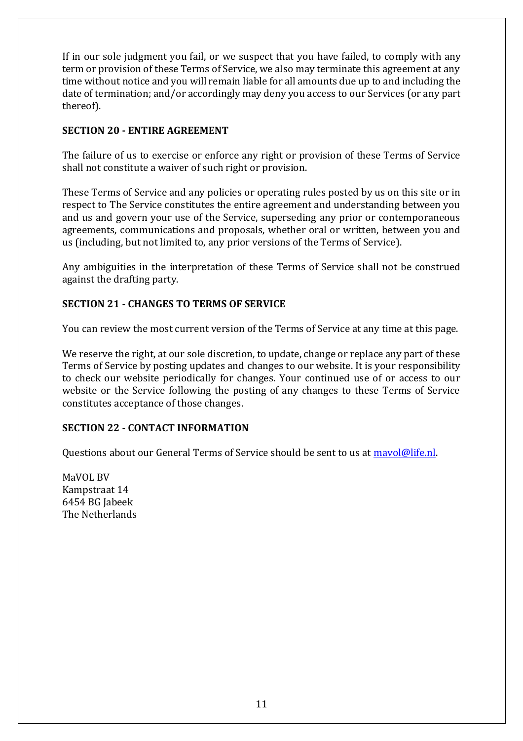If in our sole judgment you fail, or we suspect that you have failed, to comply with any term or provision of these Terms of Service, we also may terminate this agreement at any time without notice and you will remain liable for all amounts due up to and including the date of termination; and/or accordingly may deny you access to our Services (or any part thereof).

**SECTION 20 - ENTIRE AGREEMENT**

The failure of us to exercise or enforce any right or provision of these Terms of Service shall not constitute a waiver of such right or provision.

These Terms of Service and any policies or operating rules posted by us on this site or in respect to The Service constitutes the entire agreement and understanding between you and us and govern your use of the Service, superseding any prior or contemporaneous agreements, communications and proposals, whether oral or written, between you and us (including, but not limited to, any prior versions of the Terms of Service).

Any ambiguities in the interpretation of these Terms of Service shall not be construed against the drafting party.

**SECTION 21 - CHANGES TO TERMS OF SERVICE**

You can review the most current version of the Terms of Service at any time at this page.

We reserve the right, at our sole discretion, to update, change or replace any part of these Terms of Service by posting updates and changes to our website. It is your responsibility to check our website periodically for changes. Your continued use of or access to our website or the Service following the posting of any changes to these Terms of Service constitutes acceptance of those changes.

**SECTION 22 - CONTACT INFORMATION**

Questions about our General Terms of Service should be sent to us at mavol@life.nl.

MaVOL BV
Kampstraat 14
6454 BG Jabeek
The Netherlands